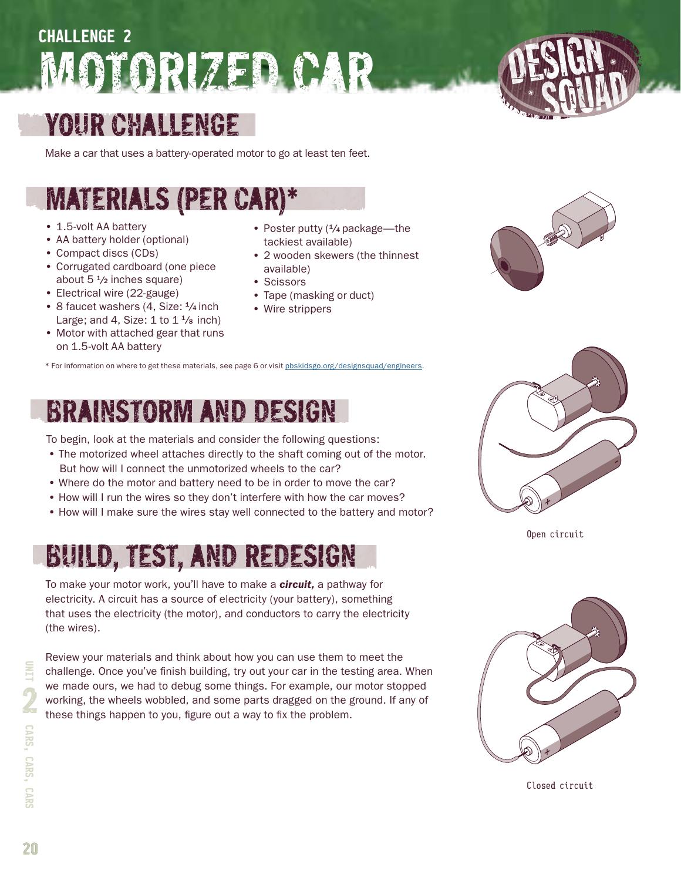# CHALLENGE 2

# MOTORIZED CAR

## YOUR CHALLENGE

Make a car that uses a battery-operated motor to go at least ten feet.

## MATERIALS (PER CAR)*

- 1.5-volt AA battery
- AA battery holder (optional)
- Compact discs (CDs)
- Corrugated cardboard (one piece about 5 ½ inches square)
- Electrical wire (22-gauge)
- 8 faucet washers (4, Size: ¼ inch Large; and 4, Size: 1 to 1 ⅛ inch)
- Motor with attached gear that runs on 1.5-volt AA battery
- Poster putty (¼ package—the tackiest available)
- 2 wooden skewers (the thinnest available)
- Scissors
- Tape (masking or duct)
- Wire strippers

* For information on where to get these materials, see page 6 or visit pbskidsgo.org/designsquad/engineers.

## BRAINSTORM AND DESIGN

To begin, look at the materials and consider the following questions:

- The motorized wheel attaches directly to the shaft coming out of the motor. But how will I connect the unmotorized wheels to the car?
- Where do the motor and battery need to be in order to move the car?
- How will I run the wires so they don't interfere with how the car moves?
- How will I make sure the wires stay well connected to the battery and motor?

Open circuit

## BUILD, TEST, AND REDESIGN

To make your motor work, you'll have to make a ***circuit,*** a pathway for electricity. A circuit has a source of electricity (your battery), something that uses the electricity (the motor), and conductors to carry the electricity (the wires).

Review your materials and think about how you can use them to meet the challenge. Once you've finish building, try out your car in the testing area. When we made ours, we had to debug some things. For example, our motor stopped working, the wheels wobbled, and some parts dragged on the ground. If any of these things happen to you, figure out a way to fix the problem.

Closed circuit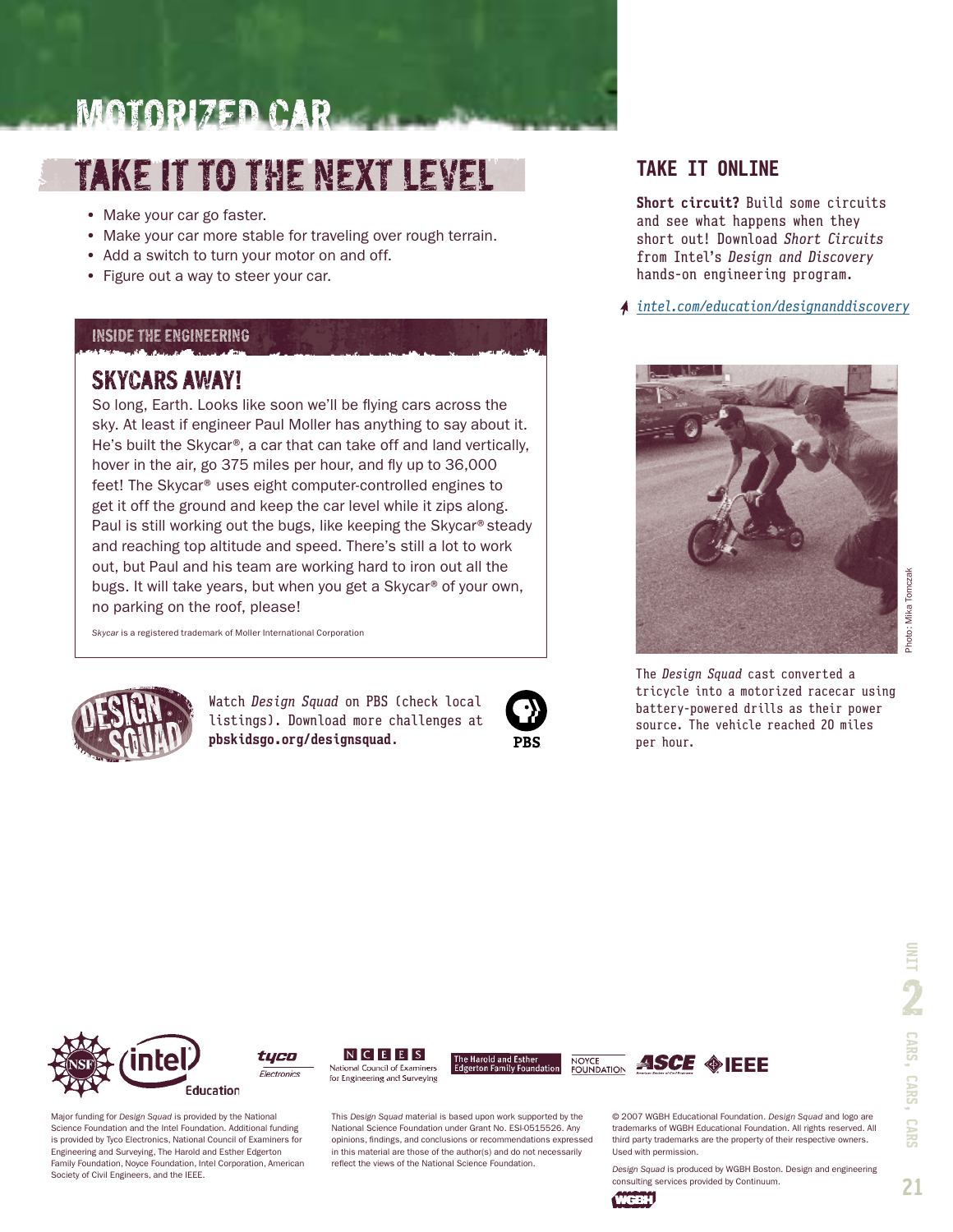# MOTORIZED CAR

## TAKE IT TO THE NEXT LEVEL

- Make your car go faster.
- Make your car more stable for traveling over rough terrain.
- Add a switch to turn your motor on and off.
- Figure out a way to steer your car.

### INSIDE THE ENGINEERING

### SKYCARS AWAY!

So long, Earth. Looks like soon we'll be flying cars across the sky. At least if engineer Paul Moller has anything to say about it. He's built the Skycar®, a car that can take off and land vertically, hover in the air, go 375 miles per hour, and fly up to 36,000 feet! The Skycar® uses eight computer-controlled engines to get it off the ground and keep the car level while it zips along. Paul is still working out the bugs, like keeping the Skycar® steady and reaching top altitude and speed. There's still a lot to work out, but Paul and his team are working hard to iron out all the bugs. It will take years, but when you get a Skycar® of your own, no parking on the roof, please!

*Skycar* is a registered trademark of Moller International Corporation

Watch *Design Squad* on PBS (check local listings). Download more challenges at **pbskidsgo.org/designsquad.**

## TAKE IT ONLINE

**Short circuit?** Build some circuits and see what happens when they short out! Download *Short Circuits* from Intel's *Design and Discovery* hands-on engineering program.

*intel.com/education/designanddiscovery*

Photo: Mika Tomczak

The *Design Squad* cast converted a tricycle into a motorized racecar using battery-powered drills as their power source. The vehicle reached 20 miles per hour.

Major funding for *Design Squad* is provided by the National Science Foundation and the Intel Foundation. Additional funding is provided by Tyco Electronics, National Council of Examiners for Engineering and Surveying, The Harold and Esther Edgerton Family Foundation, Noyce Foundation, Intel Corporation, American Society of Civil Engineers, and the IEEE.

This *Design Squad* material is based upon work supported by the National Science Foundation under Grant No. ESI-0515526. Any opinions, findings, and conclusions or recommendations expressed in this material are those of the author(s) and do not necessarily reflect the views of the National Science Foundation.

© 2007 WGBH Educational Foundation. *Design Squad* and logo are trademarks of WGBH Educational Foundation. All rights reserved. All third party trademarks are the property of their respective owners. Used with permission.

*Design Squad* is produced by WGBH Boston. Design and engineering consulting services provided by Continuum.